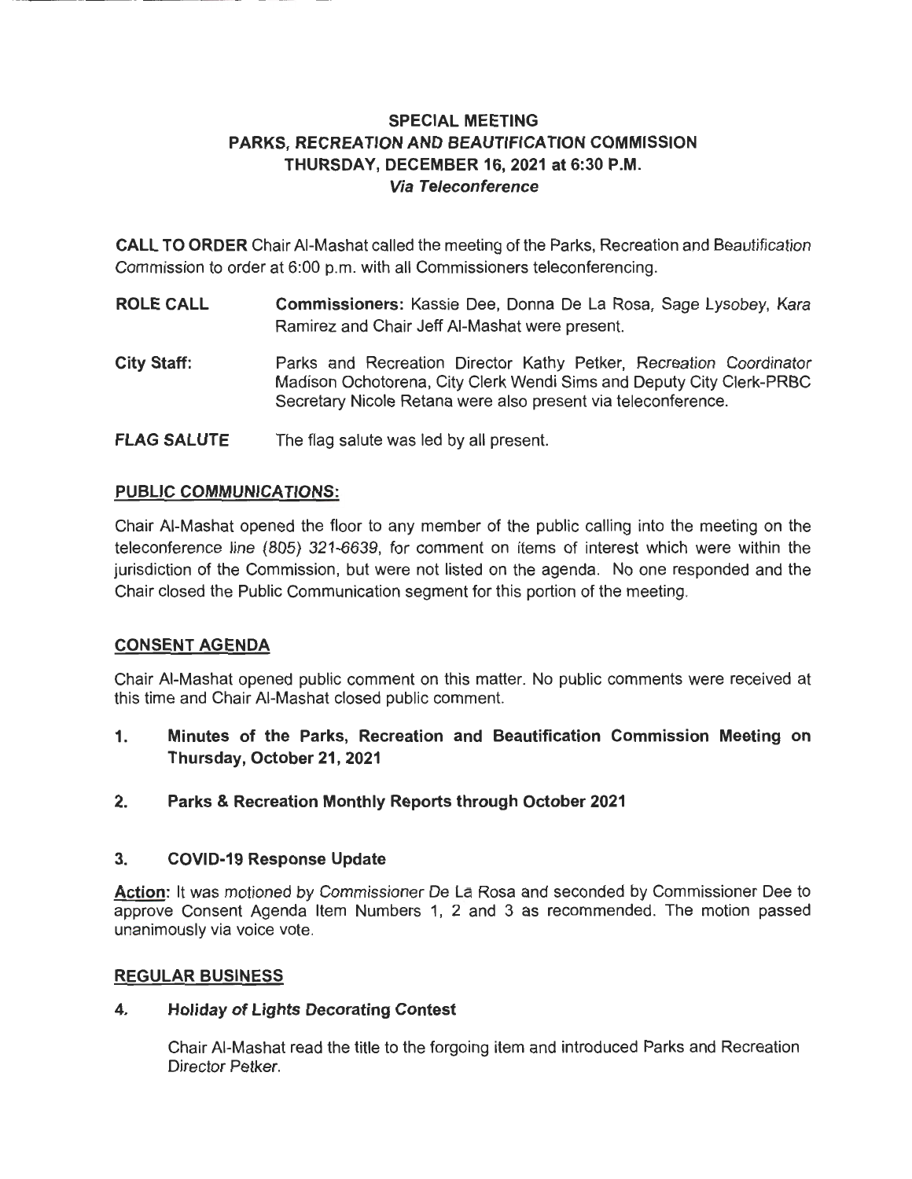# SPECIAL MEETING
# PARKS, RECREATION AND BEAUTIFICATION COMMISSION
# THURSDAY, DECEMBER 16, 2021 at 6:30 P.M.
### *Via Teleconference*

**CALL TO ORDER** Chair Al-Mashat called the meeting of the Parks, Recreation and Beautification Commission to order at 6:00 p.m. with all Commissioners teleconferencing.

**ROLE CALL** **Commissioners:** Kassie Dee, Donna De La Rosa, Sage Lysobey, Kara Ramirez and Chair Jeff Al-Mashat were present.

**City Staff:** Parks and Recreation Director Kathy Petker, Recreation Coordinator Madison Ochotorena, City Clerk Wendi Sims and Deputy City Clerk-PRBC Secretary Nicole Retana were also present via teleconference.

**FLAG SALUTE** The flag salute was led by all present.

## PUBLIC COMMUNICATIONS:

Chair Al-Mashat opened the floor to any member of the public calling into the meeting on the teleconference line (805) 321-6639, for comment on items of interest which were within the jurisdiction of the Commission, but were not listed on the agenda. No one responded and the Chair closed the Public Communication segment for this portion of the meeting.

## CONSENT AGENDA

Chair Al-Mashat opened public comment on this matter. No public comments were received at this time and Chair Al-Mashat closed public comment.

**1. Minutes of the Parks, Recreation and Beautification Commission Meeting on Thursday, October 21, 2021**

**2. Parks & Recreation Monthly Reports through October 2021**

**3. COVID-19 Response Update**

**Action:** It was motioned by Commissioner De La Rosa and seconded by Commissioner Dee to approve Consent Agenda Item Numbers 1, 2 and 3 as recommended. The motion passed unanimously via voice vote.

## REGULAR BUSINESS

**4. Holiday of Lights Decorating Contest**

Chair Al-Mashat read the title to the forgoing item and introduced Parks and Recreation Director Petker.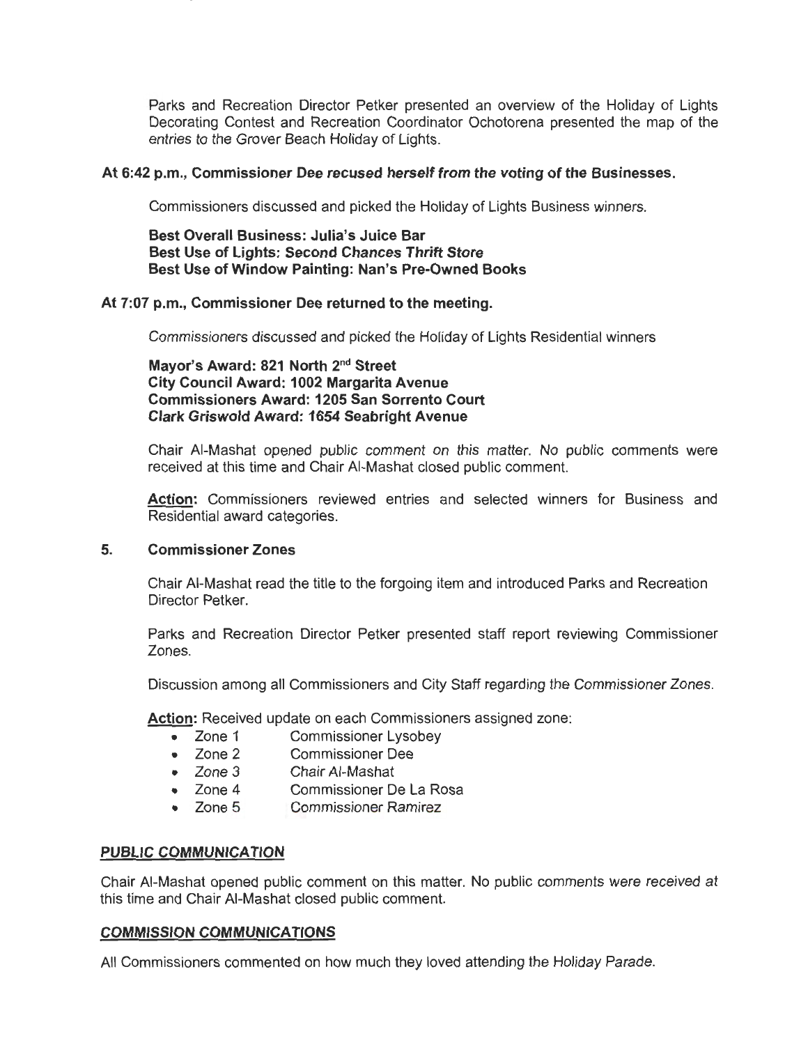Parks and Recreation Director Petker presented an overview of the Holiday of Lights Decorating Contest and Recreation Coordinator Ochotorena presented the map of the entries to the Grover Beach Holiday of Lights.

**At 6:42 p.m., Commissioner Dee recused herself from the voting of the Businesses.**

Commissioners discussed and picked the Holiday of Lights Business winners.

**Best Overall Business: Julia's Juice Bar**
**Best Use of Lights: Second Chances Thrift Store**
**Best Use of Window Painting: Nan's Pre-Owned Books**

**At 7:07 p.m., Commissioner Dee returned to the meeting.**

Commissioners discussed and picked the Holiday of Lights Residential winners

**Mayor's Award: 821 North 2nd Street**
**City Council Award: 1002 Margarita Avenue**
**Commissioners Award: 1205 San Sorrento Court**
**Clark Griswold Award: 1654 Seabright Avenue**

Chair Al-Mashat opened public comment on this matter. No public comments were received at this time and Chair Al-Mashat closed public comment.

**Action:** Commissioners reviewed entries and selected winners for Business and Residential award categories.

## 5. Commissioner Zones

Chair Al-Mashat read the title to the forgoing item and introduced Parks and Recreation Director Petker.

Parks and Recreation Director Petker presented staff report reviewing Commissioner Zones.

Discussion among all Commissioners and City Staff regarding the Commissioner Zones.

**Action:** Received update on each Commissioners assigned zone:

- Zone 1 Commissioner Lysobey
- Zone 2 Commissioner Dee
- Zone 3 Chair Al-Mashat
- Zone 4 Commissioner De La Rosa
- Zone 5 Commissioner Ramirez

## PUBLIC COMMUNICATION

Chair Al-Mashat opened public comment on this matter. No public comments were received at this time and Chair Al-Mashat closed public comment.

## COMMISSION COMMUNICATIONS

All Commissioners commented on how much they loved attending the Holiday Parade.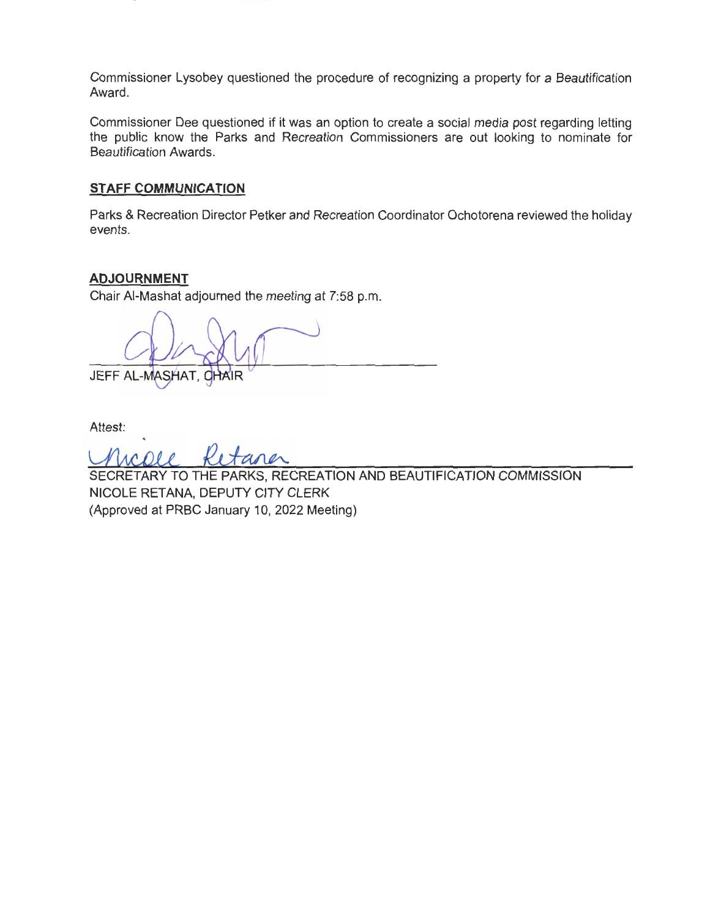Commissioner Lysobey questioned the procedure of recognizing a property for a Beautification Award.

Commissioner Dee questioned if it was an option to create a social media post regarding letting the public know the Parks and Recreation Commissioners are out looking to nominate for Beautification Awards.

## STAFF COMMUNICATION

Parks & Recreation Director Petker and Recreation Coordinator Ochotorena reviewed the holiday events.

## ADJOURNMENT

Chair Al-Mashat adjourned the meeting at 7:58 p.m.

JEFF AL-MASHAT, CHAIR

Attest:

SECRETARY TO THE PARKS, RECREATION AND BEAUTIFICATION COMMISSION
NICOLE RETANA, DEPUTY CITY CLERK
(Approved at PRBC January 10, 2022 Meeting)